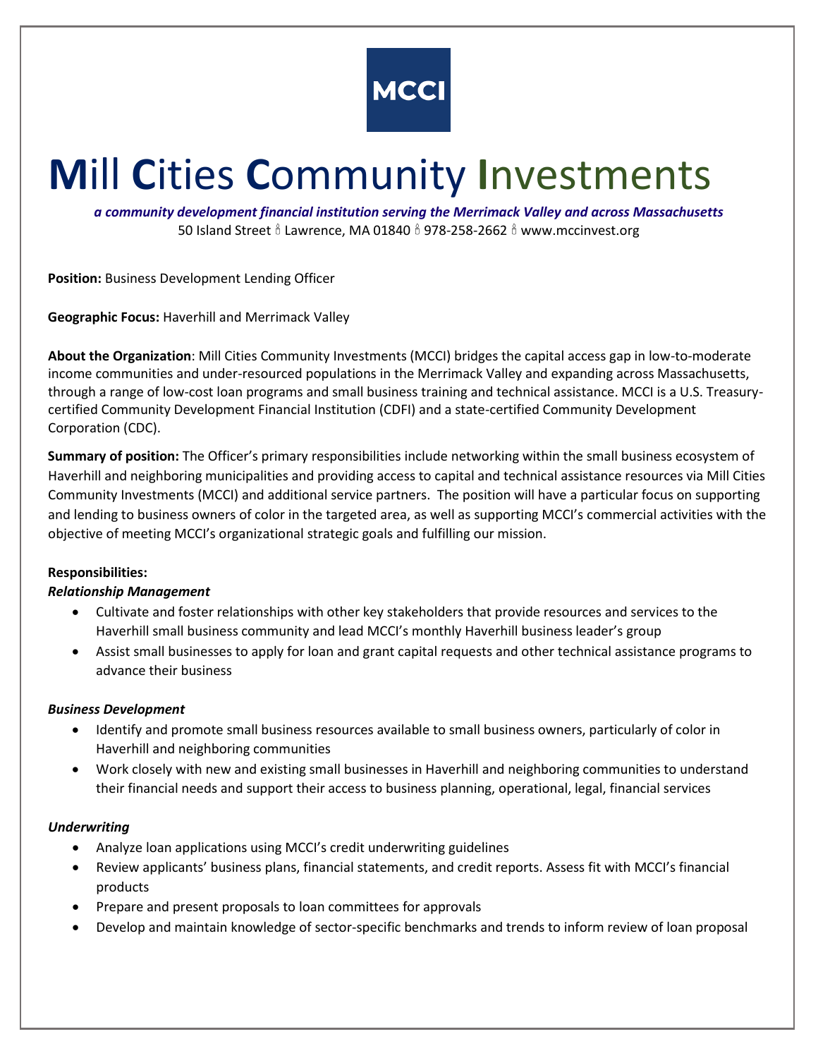MCCI

# Mill Cities Community Investments

***a community development financial institution serving the Merrimack Valley and across Massachusetts***

50 Island Street ♁ Lawrence, MA 01840 ♁ 978-258-2662 ♁ www.mccinvest.org

**Position:** Business Development Lending Officer

**Geographic Focus:** Haverhill and Merrimack Valley

**About the Organization**: Mill Cities Community Investments (MCCI) bridges the capital access gap in low-to-moderate income communities and under-resourced populations in the Merrimack Valley and expanding across Massachusetts, through a range of low-cost loan programs and small business training and technical assistance. MCCI is a U.S. Treasury-certified Community Development Financial Institution (CDFI) and a state-certified Community Development Corporation (CDC).

**Summary of position:** The Officer's primary responsibilities include networking within the small business ecosystem of Haverhill and neighboring municipalities and providing access to capital and technical assistance resources via Mill Cities Community Investments (MCCI) and additional service partners. The position will have a particular focus on supporting and lending to business owners of color in the targeted area, as well as supporting MCCI's commercial activities with the objective of meeting MCCI's organizational strategic goals and fulfilling our mission.

**Responsibilities:**

***Relationship Management***

- Cultivate and foster relationships with other key stakeholders that provide resources and services to the Haverhill small business community and lead MCCI's monthly Haverhill business leader's group
- Assist small businesses to apply for loan and grant capital requests and other technical assistance programs to advance their business

***Business Development***

- Identify and promote small business resources available to small business owners, particularly of color in Haverhill and neighboring communities
- Work closely with new and existing small businesses in Haverhill and neighboring communities to understand their financial needs and support their access to business planning, operational, legal, financial services

***Underwriting***

- Analyze loan applications using MCCI's credit underwriting guidelines
- Review applicants' business plans, financial statements, and credit reports. Assess fit with MCCI's financial products
- Prepare and present proposals to loan committees for approvals
- Develop and maintain knowledge of sector-specific benchmarks and trends to inform review of loan proposal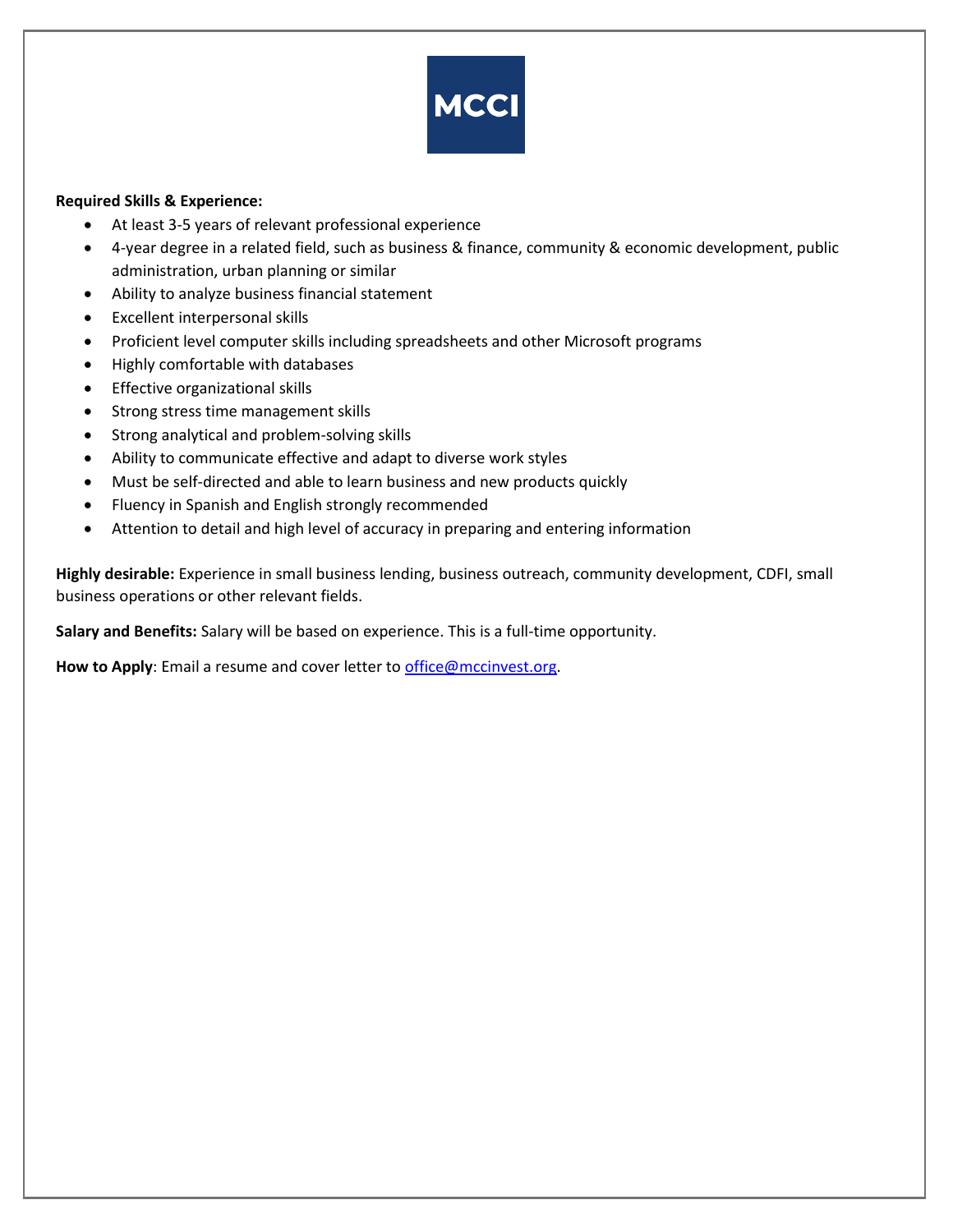MCCI

**Required Skills & Experience:**

- At least 3-5 years of relevant professional experience
- 4-year degree in a related field, such as business & finance, community & economic development, public administration, urban planning or similar
- Ability to analyze business financial statement
- Excellent interpersonal skills
- Proficient level computer skills including spreadsheets and other Microsoft programs
- Highly comfortable with databases
- Effective organizational skills
- Strong stress time management skills
- Strong analytical and problem-solving skills
- Ability to communicate effective and adapt to diverse work styles
- Must be self-directed and able to learn business and new products quickly
- Fluency in Spanish and English strongly recommended
- Attention to detail and high level of accuracy in preparing and entering information

**Highly desirable:** Experience in small business lending, business outreach, community development, CDFI, small business operations or other relevant fields.

**Salary and Benefits:** Salary will be based on experience. This is a full-time opportunity.

**How to Apply**: Email a resume and cover letter to office@mccinvest.org.